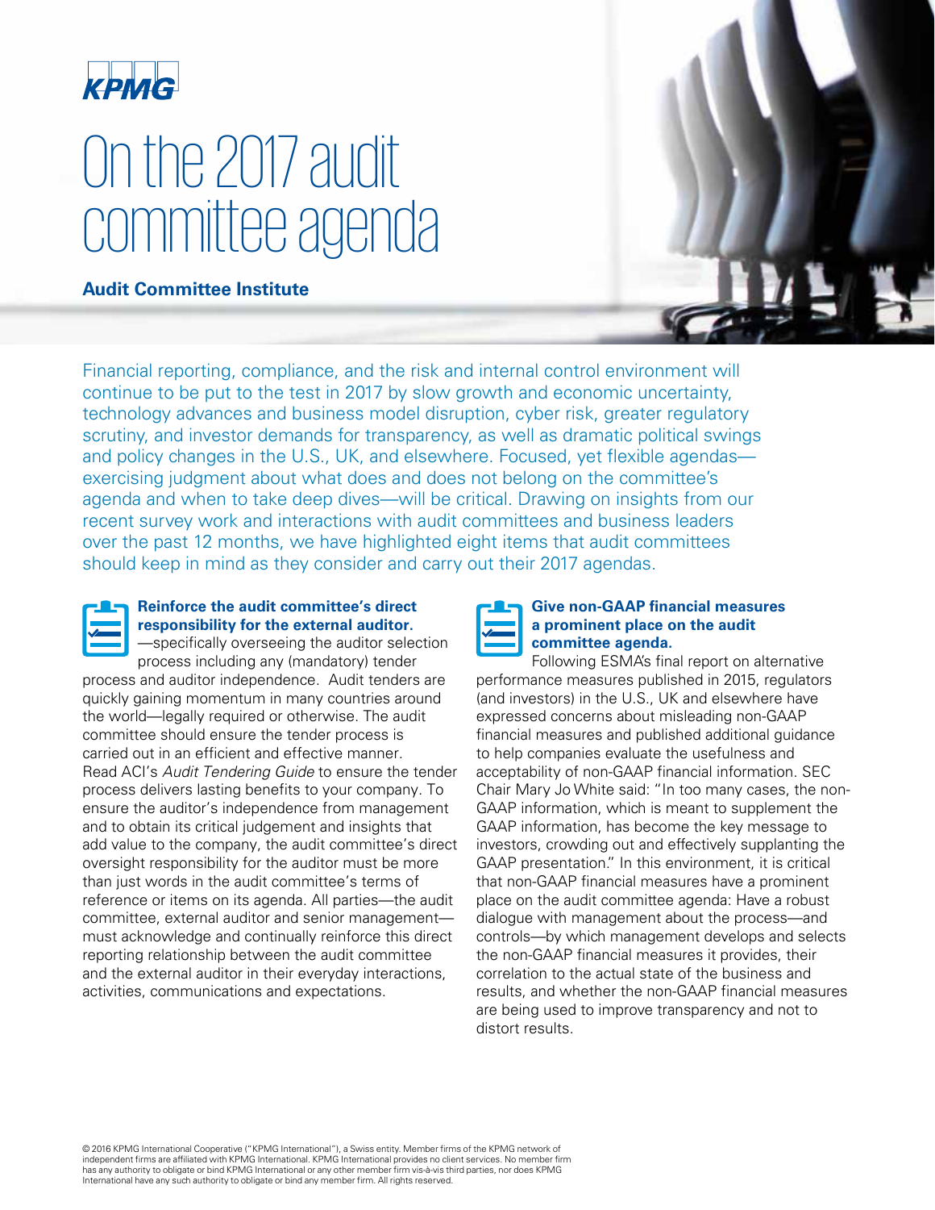KPMG

# On the 2017 audit committee agenda

**Audit Committee Institute**

Financial reporting, compliance, and the risk and internal control environment will continue to be put to the test in 2017 by slow growth and economic uncertainty, technology advances and business model disruption, cyber risk, greater regulatory scrutiny, and investor demands for transparency, as well as dramatic political swings and policy changes in the U.S., UK, and elsewhere. Focused, yet flexible agendas—exercising judgment about what does and does not belong on the committee's agenda and when to take deep dives—will be critical. Drawing on insights from our recent survey work and interactions with audit committees and business leaders over the past 12 months, we have highlighted eight items that audit committees should keep in mind as they consider and carry out their 2017 agendas.

**Reinforce the audit committee's direct responsibility for the external auditor.** —specifically overseeing the auditor selection process including any (mandatory) tender process and auditor independence. Audit tenders are quickly gaining momentum in many countries around the world—legally required or otherwise. The audit committee should ensure the tender process is carried out in an efficient and effective manner. Read ACI's *Audit Tendering Guide* to ensure the tender process delivers lasting benefits to your company. To ensure the auditor's independence from management and to obtain its critical judgement and insights that add value to the company, the audit committee's direct oversight responsibility for the auditor must be more than just words in the audit committee's terms of reference or items on its agenda. All parties—the audit committee, external auditor and senior management—must acknowledge and continually reinforce this direct reporting relationship between the audit committee and the external auditor in their everyday interactions, activities, communications and expectations.

**Give non-GAAP financial measures a prominent place on the audit committee agenda.** Following ESMA's final report on alternative performance measures published in 2015, regulators (and investors) in the U.S., UK and elsewhere have expressed concerns about misleading non-GAAP financial measures and published additional guidance to help companies evaluate the usefulness and acceptability of non-GAAP financial information. SEC Chair Mary Jo White said: "In too many cases, the non-GAAP information, which is meant to supplement the GAAP information, has become the key message to investors, crowding out and effectively supplanting the GAAP presentation." In this environment, it is critical that non-GAAP financial measures have a prominent place on the audit committee agenda: Have a robust dialogue with management about the process—and controls—by which management develops and selects the non-GAAP financial measures it provides, their correlation to the actual state of the business and results, and whether the non-GAAP financial measures are being used to improve transparency and not to distort results.

© 2016 KPMG International Cooperative ("KPMG International"), a Swiss entity. Member firms of the KPMG network of independent firms are affiliated with KPMG International. KPMG International provides no client services. No member firm has any authority to obligate or bind KPMG International or any other member firm vis-à-vis third parties, nor does KPMG International have any such authority to obligate or bind any member firm. All rights reserved.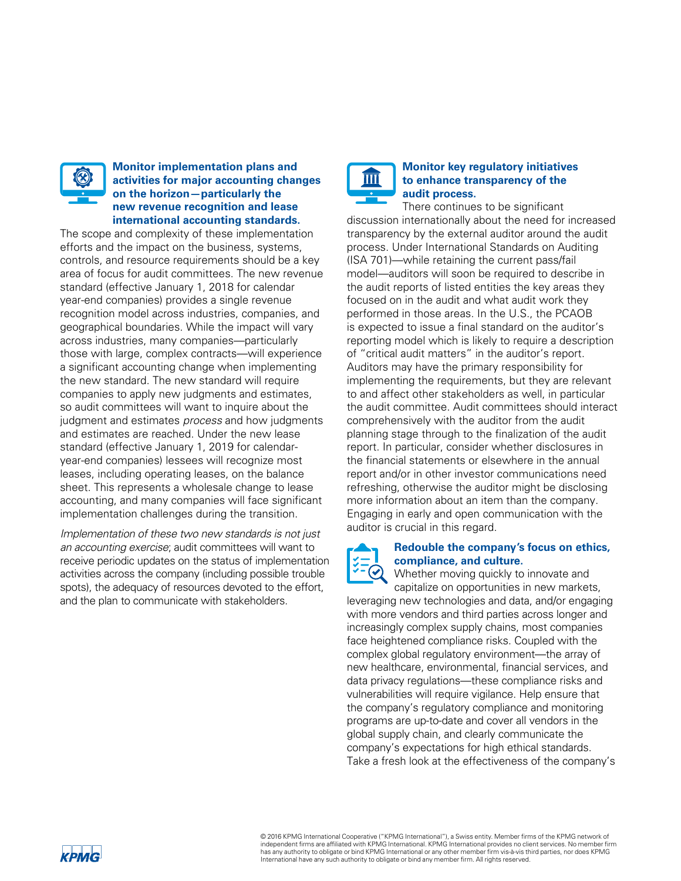### Monitor implementation plans and activities for major accounting changes on the horizon—particularly the new revenue recognition and lease international accounting standards.

The scope and complexity of these implementation efforts and the impact on the business, systems, controls, and resource requirements should be a key area of focus for audit committees. The new revenue standard (effective January 1, 2018 for calendar year-end companies) provides a single revenue recognition model across industries, companies, and geographical boundaries. While the impact will vary across industries, many companies—particularly those with large, complex contracts—will experience a significant accounting change when implementing the new standard. The new standard will require companies to apply new judgments and estimates, so audit committees will want to inquire about the judgment and estimates *process* and how judgments and estimates are reached. Under the new lease standard (effective January 1, 2019 for calendar-year-end companies) lessees will recognize most leases, including operating leases, on the balance sheet. This represents a wholesale change to lease accounting, and many companies will face significant implementation challenges during the transition.

*Implementation of these two new standards is not just an accounting exercise*; audit committees will want to receive periodic updates on the status of implementation activities across the company (including possible trouble spots), the adequacy of resources devoted to the effort, and the plan to communicate with stakeholders.

### Monitor key regulatory initiatives to enhance transparency of the audit process.

There continues to be significant discussion internationally about the need for increased transparency by the external auditor around the audit process. Under International Standards on Auditing (ISA 701)—while retaining the current pass/fail model—auditors will soon be required to describe in the audit reports of listed entities the key areas they focused on in the audit and what audit work they performed in those areas. In the U.S., the PCAOB is expected to issue a final standard on the auditor's reporting model which is likely to require a description of "critical audit matters" in the auditor's report. Auditors may have the primary responsibility for implementing the requirements, but they are relevant to and affect other stakeholders as well, in particular the audit committee. Audit committees should interact comprehensively with the auditor from the audit planning stage through to the finalization of the audit report. In particular, consider whether disclosures in the financial statements or elsewhere in the annual report and/or in other investor communications need refreshing, otherwise the auditor might be disclosing more information about an item than the company. Engaging in early and open communication with the auditor is crucial in this regard.

### Redouble the company's focus on ethics, compliance, and culture.

Whether moving quickly to innovate and capitalize on opportunities in new markets, leveraging new technologies and data, and/or engaging with more vendors and third parties across longer and increasingly complex supply chains, most companies face heightened compliance risks. Coupled with the complex global regulatory environment—the array of new healthcare, environmental, financial services, and data privacy regulations—these compliance risks and vulnerabilities will require vigilance. Help ensure that the company's regulatory compliance and monitoring programs are up-to-date and cover all vendors in the global supply chain, and clearly communicate the company's expectations for high ethical standards. Take a fresh look at the effectiveness of the company's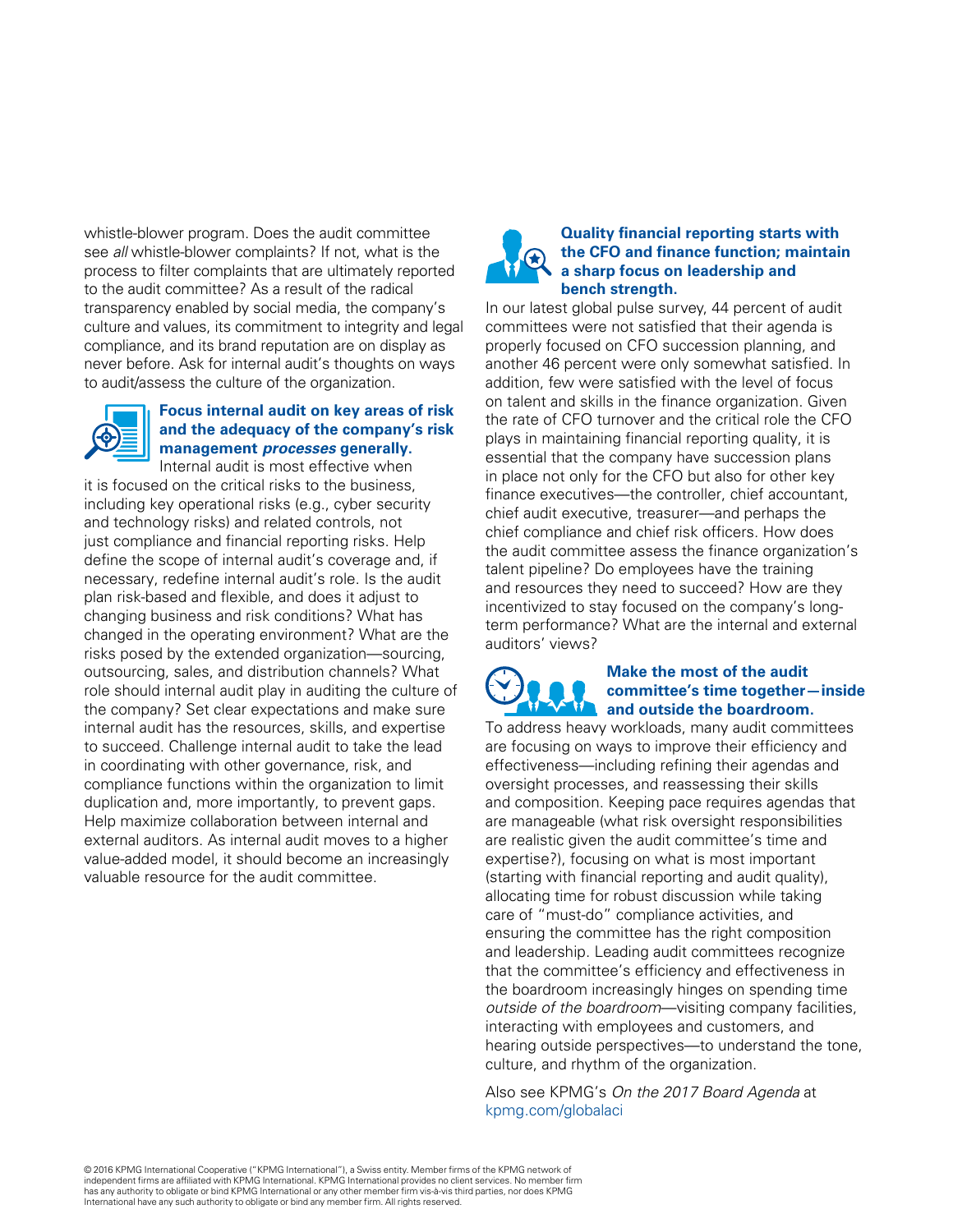whistle-blower program. Does the audit committee see *all* whistle-blower complaints? If not, what is the process to filter complaints that are ultimately reported to the audit committee? As a result of the radical transparency enabled by social media, the company's culture and values, its commitment to integrity and legal compliance, and its brand reputation are on display as never before. Ask for internal audit's thoughts on ways to audit/assess the culture of the organization.

**Focus internal audit on key areas of risk and the adequacy of the company's risk management *processes* generally.** Internal audit is most effective when it is focused on the critical risks to the business, including key operational risks (e.g., cyber security and technology risks) and related controls, not just compliance and financial reporting risks. Help define the scope of internal audit's coverage and, if necessary, redefine internal audit's role. Is the audit plan risk-based and flexible, and does it adjust to changing business and risk conditions? What has changed in the operating environment? What are the risks posed by the extended organization—sourcing, outsourcing, sales, and distribution channels? What role should internal audit play in auditing the culture of the company? Set clear expectations and make sure internal audit has the resources, skills, and expertise to succeed. Challenge internal audit to take the lead in coordinating with other governance, risk, and compliance functions within the organization to limit duplication and, more importantly, to prevent gaps. Help maximize collaboration between internal and external auditors. As internal audit moves to a higher value-added model, it should become an increasingly valuable resource for the audit committee.

**Quality financial reporting starts with the CFO and finance function; maintain a sharp focus on leadership and bench strength.**

In our latest global pulse survey, 44 percent of audit committees were not satisfied that their agenda is properly focused on CFO succession planning, and another 46 percent were only somewhat satisfied. In addition, few were satisfied with the level of focus on talent and skills in the finance organization. Given the rate of CFO turnover and the critical role the CFO plays in maintaining financial reporting quality, it is essential that the company have succession plans in place not only for the CFO but also for other key finance executives—the controller, chief accountant, chief audit executive, treasurer—and perhaps the chief compliance and chief risk officers. How does the audit committee assess the finance organization's talent pipeline? Do employees have the training and resources they need to succeed? How are they incentivized to stay focused on the company's long-term performance? What are the internal and external auditors' views?

**Make the most of the audit committee's time together—inside and outside the boardroom.**

To address heavy workloads, many audit committees are focusing on ways to improve their efficiency and effectiveness—including refining their agendas and oversight processes, and reassessing their skills and composition. Keeping pace requires agendas that are manageable (what risk oversight responsibilities are realistic given the audit committee's time and expertise?), focusing on what is most important (starting with financial reporting and audit quality), allocating time for robust discussion while taking care of "must-do" compliance activities, and ensuring the committee has the right composition and leadership. Leading audit committees recognize that the committee's efficiency and effectiveness in the boardroom increasingly hinges on spending time *outside of the boardroom*—visiting company facilities, interacting with employees and customers, and hearing outside perspectives—to understand the tone, culture, and rhythm of the organization.

Also see KPMG's *On the 2017 Board Agenda* at kpmg.com/globalaci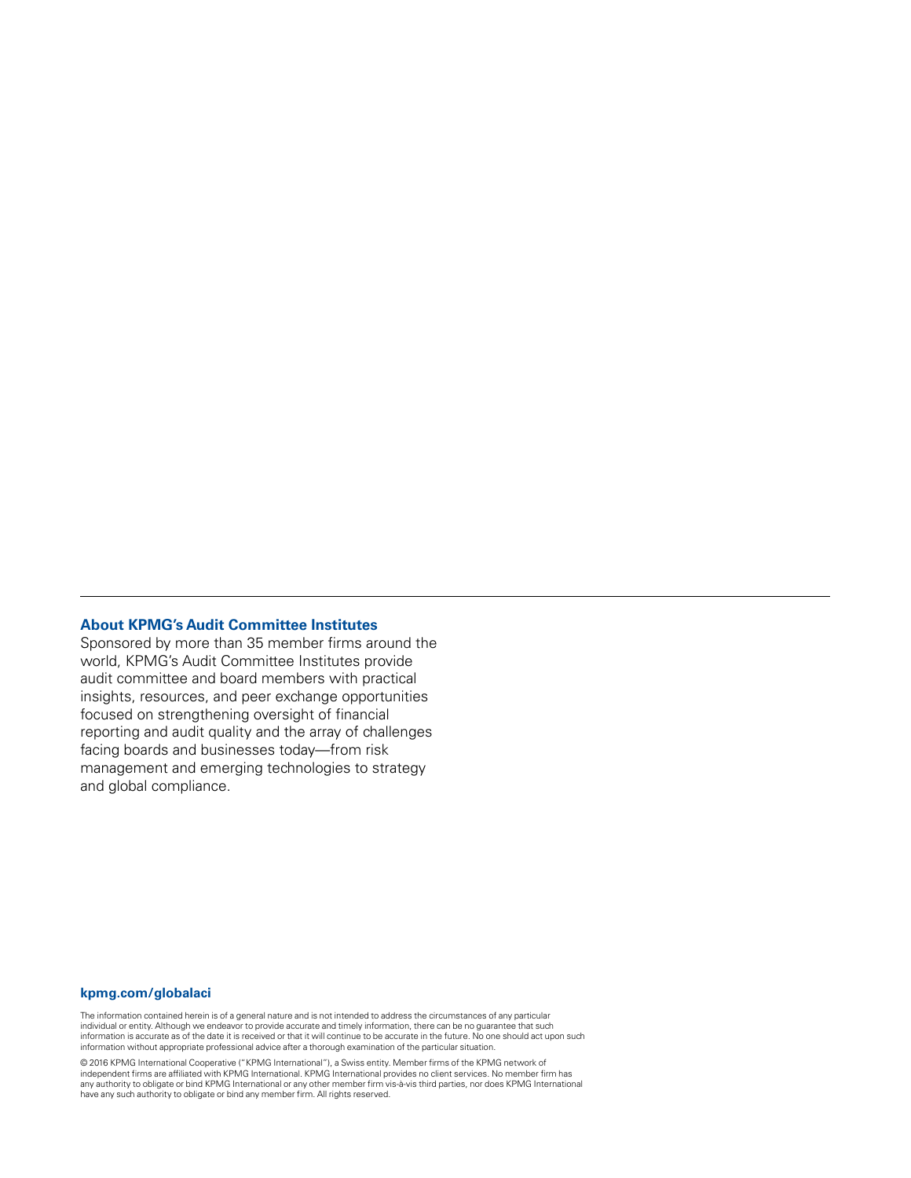## About KPMG's Audit Committee Institutes

Sponsored by more than 35 member firms around the world, KPMG's Audit Committee Institutes provide audit committee and board members with practical insights, resources, and peer exchange opportunities focused on strengthening oversight of financial reporting and audit quality and the array of challenges facing boards and businesses today—from risk management and emerging technologies to strategy and global compliance.

**kpmg.com/globalaci**

The information contained herein is of a general nature and is not intended to address the circumstances of any particular individual or entity. Although we endeavor to provide accurate and timely information, there can be no guarantee that such information is accurate as of the date it is received or that it will continue to be accurate in the future. No one should act upon such information without appropriate professional advice after a thorough examination of the particular situation.

© 2016 KPMG International Cooperative ("KPMG International"), a Swiss entity. Member firms of the KPMG network of independent firms are affiliated with KPMG International. KPMG International provides no client services. No member firm has any authority to obligate or bind KPMG International or any other member firm vis-à-vis third parties, nor does KPMG International have any such authority to obligate or bind any member firm. All rights reserved.